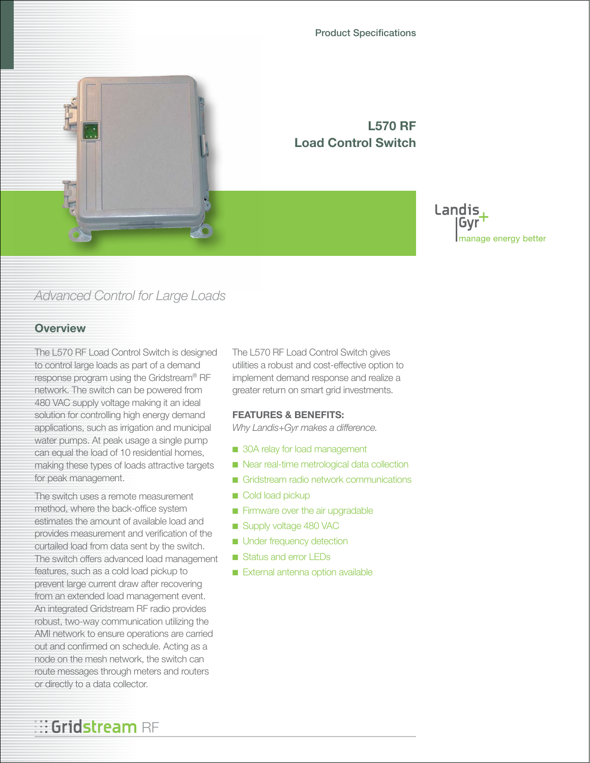Product Specifications

# L570 RF Load Control Switch

Landis+Gyr
manage energy better

*Advanced Control for Large Loads*

## Overview

The L570 RF Load Control Switch is designed to control large loads as part of a demand response program using the Gridstream® RF network. The switch can be powered from 480 VAC supply voltage making it an ideal solution for controlling high energy demand applications, such as irrigation and municipal water pumps. At peak usage a single pump can equal the load of 10 residential homes, making these types of loads attractive targets for peak management.

The switch uses a remote measurement method, where the back-office system estimates the amount of available load and provides measurement and verification of the curtailed load from data sent by the switch. The switch offers advanced load management features, such as a cold load pickup to prevent large current draw after recovering from an extended load management event. An integrated Gridstream RF radio provides robust, two-way communication utilizing the AMI network to ensure operations are carried out and confirmed on schedule. Acting as a node on the mesh network, the switch can route messages through meters and routers or directly to a data collector.

The L570 RF Load Control Switch gives utilities a robust and cost-effective option to implement demand response and realize a greater return on smart grid investments.

**FEATURES & BENEFITS:**

*Why Landis+Gyr makes a difference.*

- 30A relay for load management
- Near real-time metrological data collection
- Gridstream radio network communications
- Cold load pickup
- Firmware over the air upgradable
- Supply voltage 480 VAC
- Under frequency detection
- Status and error LEDs
- External antenna option available

Gridstream RF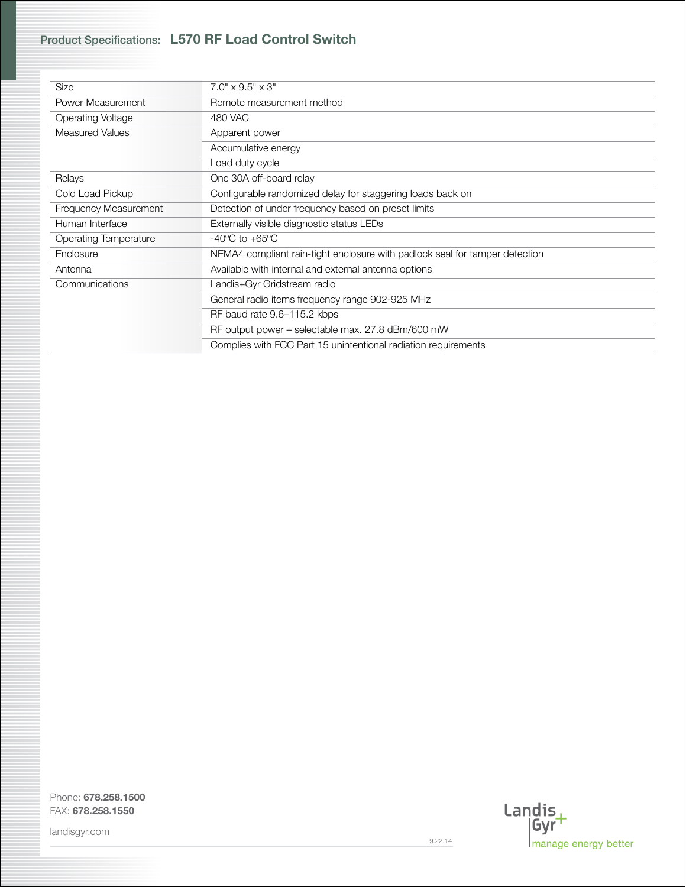## Product Specifications: L570 RF Load Control Switch

| | |
|---|---|
| Size | 7.0" x 9.5" x 3" |
| Power Measurement | Remote measurement method |
| Operating Voltage | 480 VAC |
| Measured Values | Apparent power |
| | Accumulative energy |
| | Load duty cycle |
| Relays | One 30A off-board relay |
| Cold Load Pickup | Configurable randomized delay for staggering loads back on |
| Frequency Measurement | Detection of under frequency based on preset limits |
| Human Interface | Externally visible diagnostic status LEDs |
| Operating Temperature | -40ºC to +65ºC |
| Enclosure | NEMA4 compliant rain-tight enclosure with padlock seal for tamper detection |
| Antenna | Available with internal and external antenna options |
| Communications | Landis+Gyr Gridstream radio |
| | General radio items frequency range 902-925 MHz |
| | RF baud rate 9.6–115.2 kbps |
| | RF output power – selectable max. 27.8 dBm/600 mW |
| | Complies with FCC Part 15 unintentional radiation requirements |

Phone: **678.258.1500**
FAX: **678.258.1550**

landisgyr.com

9.22.14

Landis+Gyr
manage energy better